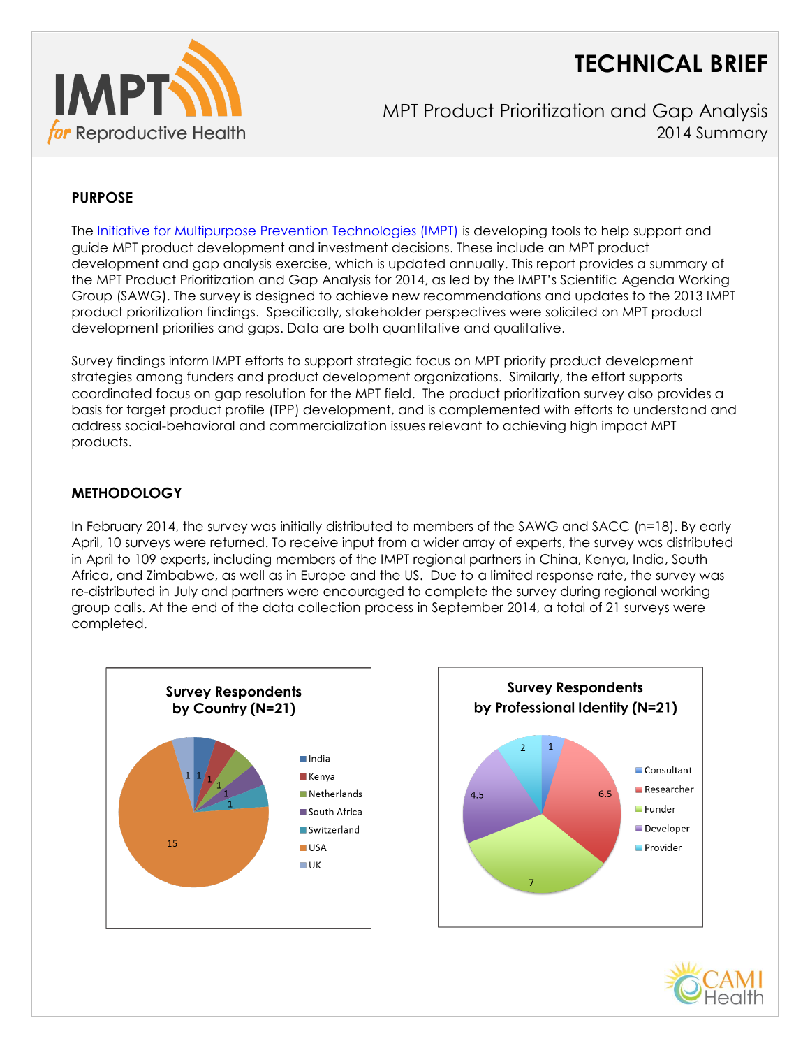# TECHNICAL BRIEF

MPT Product Prioritization and Gap Analysis
2014 Summary

## PURPOSE

The Initiative for Multipurpose Prevention Technologies (IMPT) is developing tools to help support and guide MPT product development and investment decisions. These include an MPT product development and gap analysis exercise, which is updated annually. This report provides a summary of the MPT Product Prioritization and Gap Analysis for 2014, as led by the IMPT's Scientific Agenda Working Group (SAWG). The survey is designed to achieve new recommendations and updates to the 2013 IMPT product prioritization findings. Specifically, stakeholder perspectives were solicited on MPT product development priorities and gaps. Data are both quantitative and qualitative.

Survey findings inform IMPT efforts to support strategic focus on MPT priority product development strategies among funders and product development organizations. Similarly, the effort supports coordinated focus on gap resolution for the MPT field. The product prioritization survey also provides a basis for target product profile (TPP) development, and is complemented with efforts to understand and address social-behavioral and commercialization issues relevant to achieving high impact MPT products.

## METHODOLOGY

In February 2014, the survey was initially distributed to members of the SAWG and SACC (n=18). By early April, 10 surveys were returned. To receive input from a wider array of experts, the survey was distributed in April to 109 experts, including members of the IMPT regional partners in China, Kenya, India, South Africa, and Zimbabwe, as well as in Europe and the US. Due to a limited response rate, the survey was re-distributed in July and partners were encouraged to complete the survey during regional working group calls. At the end of the data collection process in September 2014, a total of 21 surveys were completed.

**Survey Respondents by Country (N=21)**

| Country | Respondents |
|---|---|
| India | 1 |
| Kenya | 1 |
| Netherlands | 1 |
| South Africa | 1 |
| Switzerland | 1 |
| USA | 15 |
| UK | 1 |

**Survey Respondents by Professional Identity (N=21)**

| Professional Identity | Respondents |
|---|---|
| Consultant | 1 |
| Researcher | 6.5 |
| Funder | 7 |
| Developer | 4.5 |
| Provider | 2 |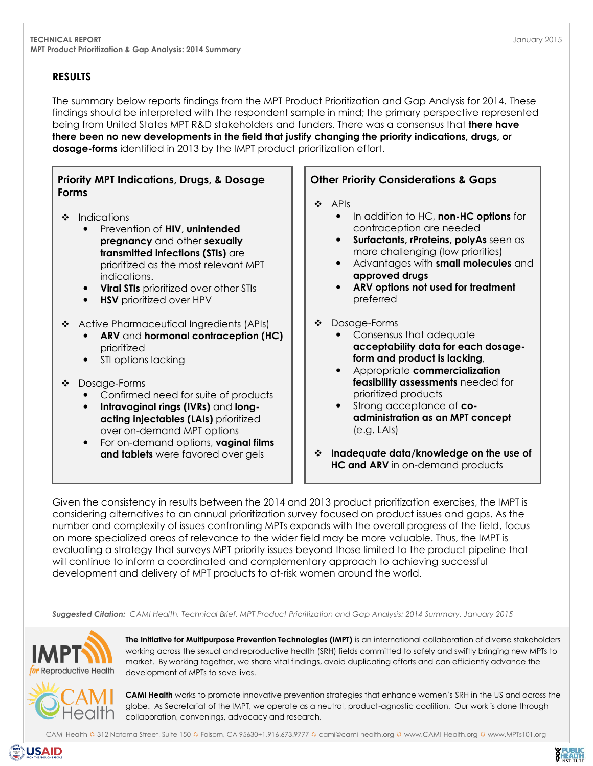## RESULTS

The summary below reports findings from the MPT Product Prioritization and Gap Analysis for 2014. These findings should be interpreted with the respondent sample in mind; the primary perspective represented being from United States MPT R&D stakeholders and funders. There was a consensus that **there have there been no new developments in the field that justify changing the priority indications, drugs, or dosage-forms** identified in 2013 by the IMPT product prioritization effort.

### Priority MPT Indications, Drugs, & Dosage Forms

- Indications
  - Prevention of **HIV**, **unintended pregnancy** and other **sexually transmitted infections (STIs)** are prioritized as the most relevant MPT indications.
  - **Viral STIs** prioritized over other STIs
  - **HSV** prioritized over HPV
- Active Pharmaceutical Ingredients (APIs)
  - **ARV** and **hormonal contraception (HC)** prioritized
  - STI options lacking
- Dosage-Forms
  - Confirmed need for suite of products
  - **Intravaginal rings (IVRs)** and **long-acting injectables (LAIs)** prioritized over on-demand MPT options
  - For on-demand options, **vaginal films and tablets** were favored over gels

### Other Priority Considerations & Gaps

- APIs
  - In addition to HC, **non-HC options** for contraception are needed
  - **Surfactants, rProteins, polyAs** seen as more challenging (low priorities)
  - Advantages with **small molecules** and **approved drugs**
  - **ARV options not used for treatment** preferred
- Dosage-Forms
  - Consensus that adequate **acceptability data for each dosage-form and product is lacking**,
  - Appropriate **commercialization feasibility assessments** needed for prioritized products
  - Strong acceptance of **co-administration as an MPT concept** (e.g. LAIs)
- **Inadequate data/knowledge on the use of HC and ARV** in on-demand products

Given the consistency in results between the 2014 and 2013 product prioritization exercises, the IMPT is considering alternatives to an annual prioritization survey focused on product issues and gaps. As the number and complexity of issues confronting MPTs expands with the overall progress of the field, focus on more specialized areas of relevance to the wider field may be more valuable. Thus, the IMPT is evaluating a strategy that surveys MPT priority issues beyond those limited to the product pipeline that will continue to inform a coordinated and complementary approach to achieving successful development and delivery of MPT products to at-risk women around the world.

***Suggested Citation:*** *CAMI Health. Technical Brief. MPT Product Prioritization and Gap Analysis: 2014 Summary. January 2015*

**The Initiative for Multipurpose Prevention Technologies (IMPT)** is an international collaboration of diverse stakeholders working across the sexual and reproductive health (SRH) fields committed to safely and swiftly bringing new MPTs to market. By working together, we share vital findings, avoid duplicating efforts and can efficiently advance the development of MPTs to save lives.

**CAMI Health** works to promote innovative prevention strategies that enhance women's SRH in the US and across the globe. As Secretariat of the IMPT, we operate as a neutral, product-agnostic coalition. Our work is done through collaboration, convenings, advocacy and research.

CAMI Health ☼ 312 Natoma Street, Suite 150 ☼ Folsom, CA 95630+1.916.673.9777 ☼ cami@cami-health.org ☼ www.CAMI-Health.org ☼ www.MPTs101.org